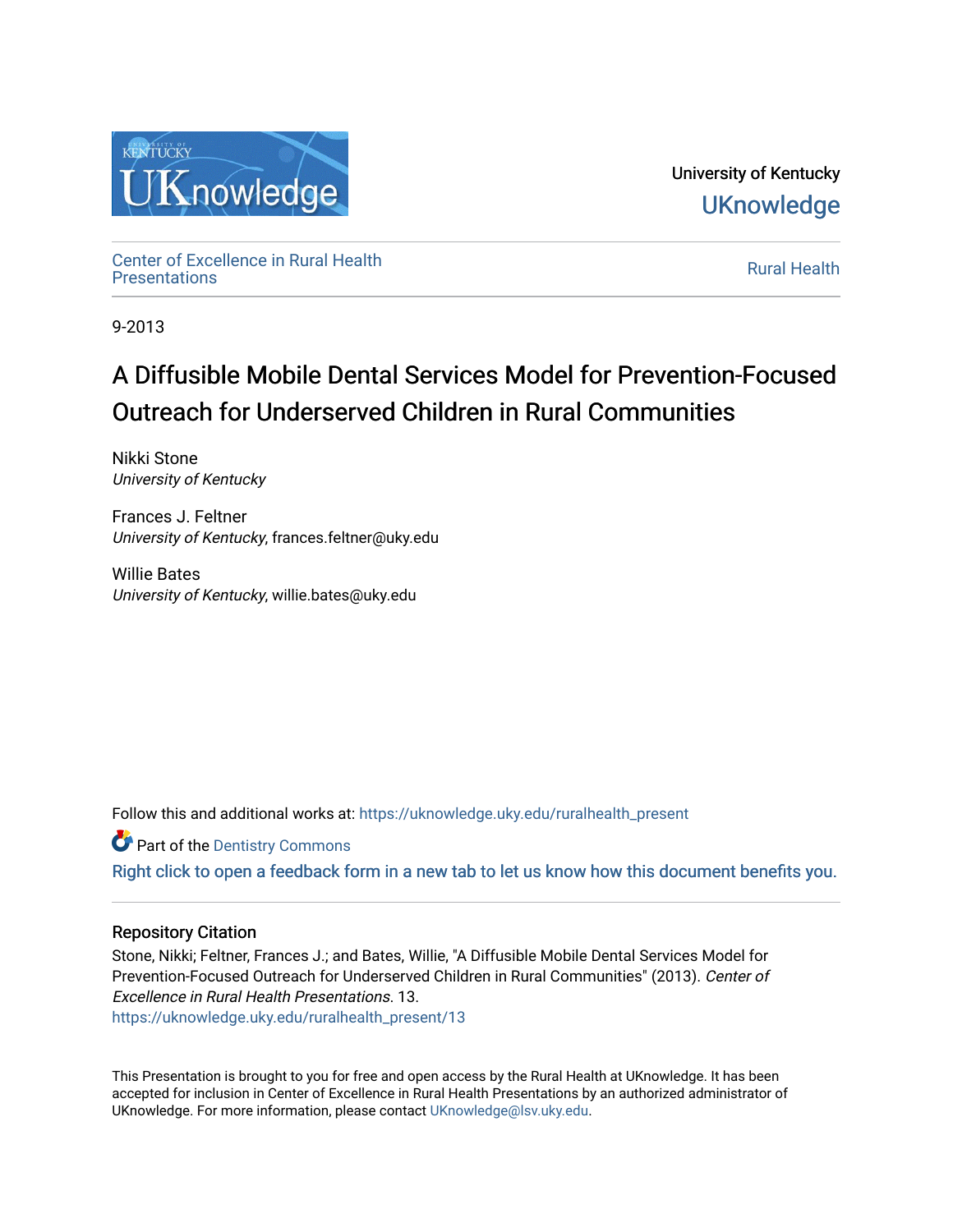University of Kentucky

UKnowledge

Center of Excellence in Rural Health Presentations

Rural Health

9-2013

# A Diffusible Mobile Dental Services Model for Prevention-Focused Outreach for Underserved Children in Rural Communities

Nikki Stone
*University of Kentucky*

Frances J. Feltner
*University of Kentucky*, frances.feltner@uky.edu

Willie Bates
*University of Kentucky*, willie.bates@uky.edu

Follow this and additional works at: https://uknowledge.uky.edu/ruralhealth_present

Part of the Dentistry Commons

Right click to open a feedback form in a new tab to let us know how this document benefits you.

## Repository Citation

Stone, Nikki; Feltner, Frances J.; and Bates, Willie, "A Diffusible Mobile Dental Services Model for Prevention-Focused Outreach for Underserved Children in Rural Communities" (2013). *Center of Excellence in Rural Health Presentations*. 13.
https://uknowledge.uky.edu/ruralhealth_present/13

This Presentation is brought to you for free and open access by the Rural Health at UKnowledge. It has been accepted for inclusion in Center of Excellence in Rural Health Presentations by an authorized administrator of UKnowledge. For more information, please contact UKnowledge@lsv.uky.edu.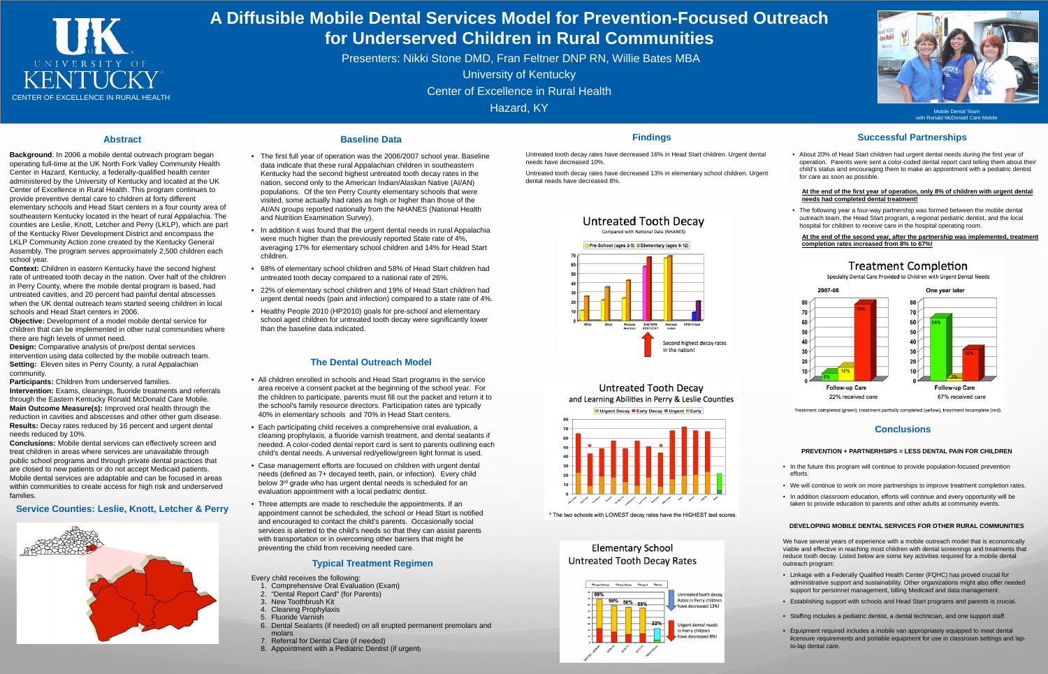# A Diffusible Mobile Dental Services Model for Prevention-Focused Outreach for Underserved Children in Rural Communities

Presenters: Nikki Stone DMD, Fran Feltner DNP RN, Willie Bates MBA

University of Kentucky

Center of Excellence in Rural Health

Hazard, KY

UK UNIVERSITY OF KENTUCKY

CENTER OF EXCELLENCE IN RURAL HEALTH

Mobile Dental Team with Ronald McDonald Care Mobile

## Abstract

**Background**: In 2006 a mobile dental outreach program began operating full-time at the UK North Fork Valley Community Health Center in Hazard, Kentucky, a federally-qualified health center administered by the University of Kentucky and located at the UK Center of Excellence in Rural Health. This program continues to provide preventive dental care to children at forty different elementary schools and Head Start centers in a four county area of southeastern Kentucky located in the heart of rural Appalachia. The counties are Leslie, Knott, Letcher and Perry (LKLP), which are part of the Kentucky River Development District and encompass the LKLP Community Action zone created by the Kentucky General Assembly. The program serves approximately 2,500 children each school year.

**Context:** Children in eastern Kentucky have the second highest rate of untreated tooth decay in the nation. Over half of the children in Perry County, where the mobile dental program is based, had untreated cavities, and 20 percent had painful dental abscesses when the UK dental outreach team started seeing children in local schools and Head Start centers in 2006.

**Objective:** Development of a model mobile dental service for children that can be implemented in other rural communities where there are high levels of unmet need.

**Design:** Comparative analysis of pre/post dental services intervention using data collected by the mobile outreach team.

**Setting:** Eleven sites in Perry County, a rural Appalachian community.

**Participants:** Children from underserved families.

**Intervention:** Exams, cleanings, fluoride treatments and referrals through the Eastern Kentucky Ronald McDonald Care Mobile.

**Main Outcome Measure(s):** Improved oral health through the reduction in cavities and abscesses and other other gum disease.

**Results:** Decay rates reduced by 16 percent and urgent dental needs reduced by 10%.

**Conclusions:** Mobile dental services can effectively screen and treat children in areas where services are unavailable through public school programs and through private dental practices that are closed to new patients or do not accept Medicaid patients. Mobile dental services are adaptable and can be focused in areas within communities to create access for high risk and underserved families.

## Service Counties: Leslie, Knott, Letcher & Perry

## Baseline Data

- The first full year of operation was the 2006/2007 school year. Baseline data indicate that these rural Appalachian children in southeastern Kentucky had the second highest untreated tooth decay rates in the nation, second only to the American Indian/Alaskan Native (AI/AN) populations. Of the ten Perry County elementary schools that were visited, some actually had rates as high or higher than those of the AI/AN groups reported nationally from the NHANES (National Health and Nutrition Examination Survey).
- In addition it was found that the urgent dental needs in rural Appalachia were much higher than the previously reported State rate of 4%, averaging 17% for elementary school children and 14% for Head Start children.
- 68% of elementary school children and 58% of Head Start children had untreated tooth decay compared to a national rate of 26%.
- 22% of elementary school children and 19% of Head Start children had urgent dental needs (pain and infection) compared to a state rate of 4%.
- Healthy People 2010 (HP2010) goals for pre-school and elementary school aged children for untreated tooth decay were significantly lower than the baseline data indicated.

## The Dental Outreach Model

- All children enrolled in schools and Head Start programs in the service area receive a consent packet at the beginning of the school year. For the children to participate, parents must fill out the packet and return it to the school's family resource directors. Participation rates are typically 40% in elementary schools and 70% in Head Start centers.
- Each participating child receives a comprehensive oral evaluation, a cleaning prophylaxis, a fluoride varnish treatment, and dental sealants if needed. A color-coded dental report card is sent to parents outlining each child's dental needs. A universal red/yellow/green light format is used.
- Case management efforts are focused on children with urgent dental needs (defined as 7+ decayed teeth, pain, or infection). Every child below 3rd grade who has urgent dental needs is scheduled for an evaluation appointment with a local pediatric dentist.
- Three attempts are made to reschedule the appointments. If an appointment cannot be scheduled, the school or Head Start is notified and encouraged to contact the child's parents. Occasionally social services is alerted to the child's needs so that they can assist parents with transportation or in overcoming other barriers that might be preventing the child from receiving needed care.

## Typical Treatment Regimen

Every child receives the following:

1. Comprehensive Oral Evaluation (Exam)
2. "Dental Report Card" (for Parents)
3. New Toothbrush Kit
4. Cleaning Prophylaxis
5. Fluoride Varnish
6. Dental Sealants (if needed) on all erupted permanent premolars and molars
7. Referral for Dental Care (if needed)
8. Appointment with a Pediatric Dentist (if urgent)

## Findings

Untreated tooth decay rates have decreased 16% in Head Start children. Urgent dental needs have decreased 10%.

Untreated tooth decay rates have decreased 13% in elementary school children. Urgent dental needs have decreased 8%.

Untreated Tooth Decay
Compared with National Data (NHANES)
Pre-School (ages 2-5) Elementary (ages 6-12)
White, Black, Mexican American, EASTERN KENTUCKY, American Indian, HP2010 Goal
Second highest decay rates in the nation!

Untreated Tooth Decay
and Learning Abilities in Perry & Leslie Counties
Urgent Decay, Early Decay, Urgent, Early

\* The two schools with LOWEST decay rates have the HIGHEST test scores.

Elementary School
Untreated Tooth Decay Rates
68% 59% 56% 55% 22%
Untreated tooth decay Rates in Perry children have decreased 13%!
Urgent dental needs in Perry children have decreased 8%!

## Successful Partnerships

- About 20% of Head Start children had urgent dental needs during the first year of operation. Parents were sent a color-coded dental report card telling them about their child's status and encouraging them to make an appointment with a pediatric dentist for care as soon as possible.

**At the end of the first year of operation, only 8% of children with urgent dental needs had completed dental treatment!**

- The following year a four-way partnership was formed between the mobile dental outreach team, the Head Start program, a regional pediatric dentist, and the local hospital for children to receive care in the hospital operating room.

**At the end of the second year, after the partnership was implemented, treatment completion rates increased from 8% to 67%!**

Treatment Completion
Specialty Dental Care Provided to Children with Urgent Dental Needs
2007-08: 8%, 14%, 78% — Follow-up Care, 22% received care
One year later: 64%, 3%, 32% — Follow-up Care, 67% received care

Treatment completed (green), treatment partially completed (yellow), treatment incomplete (red).

## Conclusions

**PREVENTION + PARTNERHSIPS = LESS DENTAL PAIN FOR CHILDREN**

- In the future this program will continue to provide population-focused prevention efforts.
- We will continue to work on more partnerships to improve treatment completion rates.
- In addition classroom education, efforts will continue and every opportunity will be taken to provide education to parents and other adults at community events.

**DEVELOPING MOBILE DENTAL SERVICES FOR OTHER RURAL COMMUNITIES**

We have several years of experience with a mobile outreach model that is economically viable and effective in reaching most children with dental screenings and treatments that reduce tooth decay. Listed below are some key activities required for a mobile dental outreach program:

- Linkage with a Federally Qualified Health Center (FQHC) has proved crucial for administrative support and sustainability. Other organizations might also offer needed support for personnel management, billing Medicaid and data management.
- Establishing support with schools and Head Start programs and parents is crucial.
- Staffing includes a pediatric dentist, a dental technician, and one support staff.
- Equipment required includes a mobile van appropriately equipped to meet dental licensure requirements and portable equipment for use in classroom settings and lap-to-lap dental care.